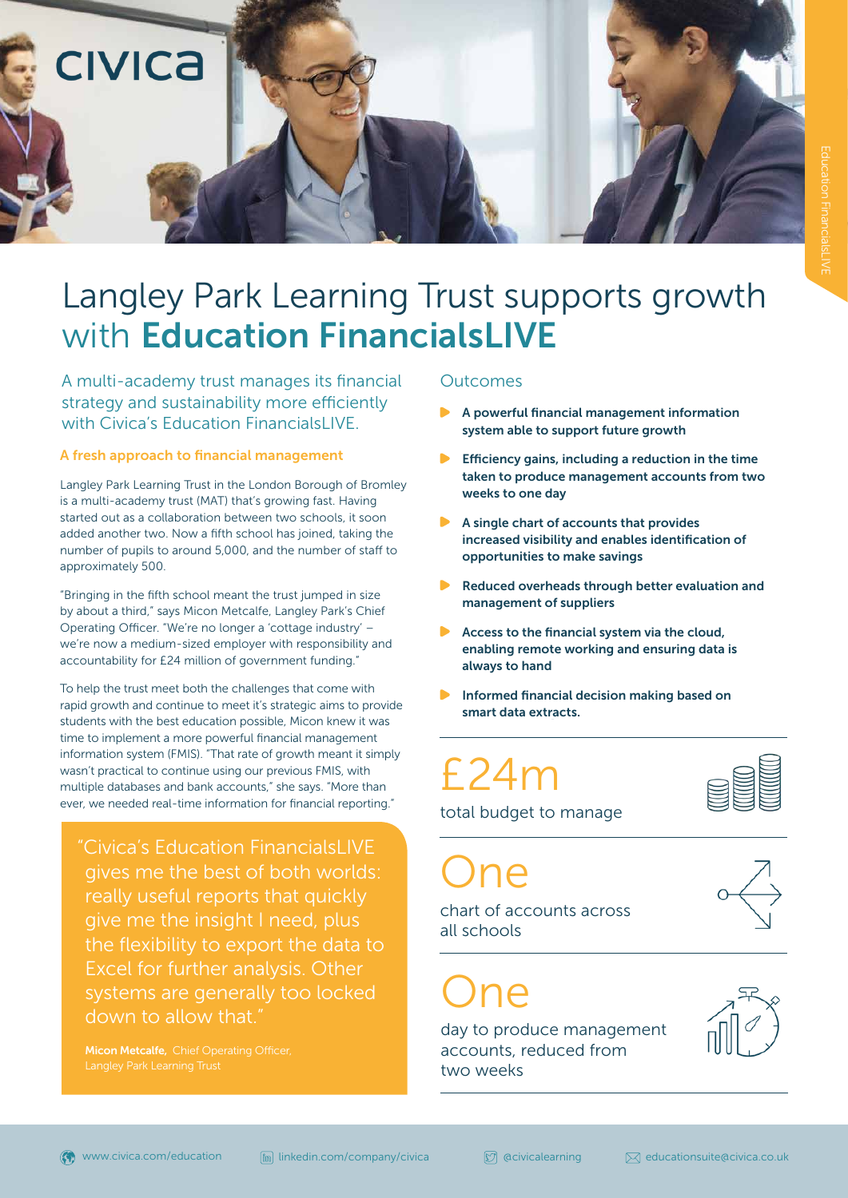# Langley Park Learning Trust supports growth with **Education FinancialsLIVE**

A multi-academy trust manages its financial strategy and sustainability more efficiently with Civica's Education FinancialsLIVE.

## A fresh approach to financial management

Langley Park Learning Trust in the London Borough of Bromley is a multi-academy trust (MAT) that's growing fast. Having started out as a collaboration between two schools, it soon added another two. Now a fifth school has joined, taking the number of pupils to around 5,000, and the number of staff to approximately 500.

"Bringing in the fifth school meant the trust jumped in size by about a third," says Micon Metcalfe, Langley Park's Chief Operating Officer. "We're no longer a 'cottage industry' – we're now a medium-sized employer with responsibility and accountability for £24 million of government funding."

To help the trust meet both the challenges that come with rapid growth and continue to meet it's strategic aims to provide students with the best education possible, Micon knew it was time to implement a more powerful financial management information system (FMIS). "That rate of growth meant it simply wasn't practical to continue using our previous FMIS, with multiple databases and bank accounts," she says. "More than ever, we needed real-time information for financial reporting."

> "Civica's Education FinancialsLIVE gives me the best of both worlds: really useful reports that quickly give me the insight I need, plus the flexibility to export the data to Excel for further analysis. Other systems are generally too locked down to allow that."
>
> **Micon Metcalfe,** Chief Operating Officer, Langley Park Learning Trust

## Outcomes

- **A powerful financial management information system able to support future growth**
- **Efficiency gains, including a reduction in the time taken to produce management accounts from two weeks to one day**
- **A single chart of accounts that provides increased visibility and enables identification of opportunities to make savings**
- **Reduced overheads through better evaluation and management of suppliers**
- **Access to the financial system via the cloud, enabling remote working and ensuring data is always to hand**
- **Informed financial decision making based on smart data extracts.**

**£24m**
total budget to manage

**One**
chart of accounts across all schools

**One**
day to produce management accounts, reduced from two weeks

www.civica.com/education | linkedin.com/company/civica | @civicalearning | educationsuite@civica.co.uk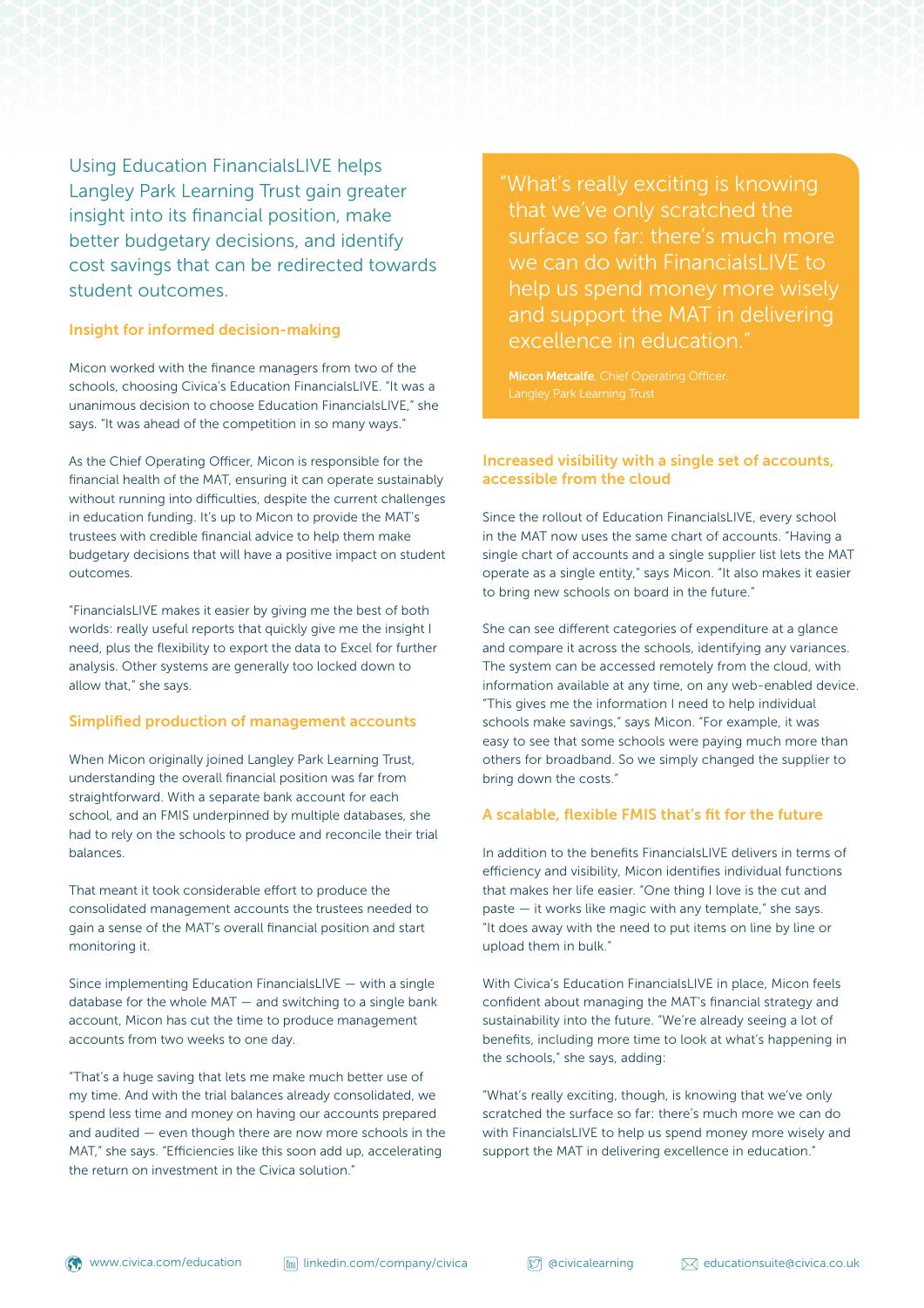Using Education FinancialsLIVE helps Langley Park Learning Trust gain greater insight into its financial position, make better budgetary decisions, and identify cost savings that can be redirected towards student outcomes.

## Insight for informed decision-making

Micon worked with the finance managers from two of the schools, choosing Civica's Education FinancialsLIVE. "It was a unanimous decision to choose Education FinancialsLIVE," she says. "It was ahead of the competition in so many ways."

As the Chief Operating Officer, Micon is responsible for the financial health of the MAT, ensuring it can operate sustainably without running into difficulties, despite the current challenges in education funding. It's up to Micon to provide the MAT's trustees with credible financial advice to help them make budgetary decisions that will have a positive impact on student outcomes.

"FinancialsLIVE makes it easier by giving me the best of both worlds: really useful reports that quickly give me the insight I need, plus the flexibility to export the data to Excel for further analysis. Other systems are generally too locked down to allow that," she says.

## Simplified production of management accounts

When Micon originally joined Langley Park Learning Trust, understanding the overall financial position was far from straightforward. With a separate bank account for each school, and an FMIS underpinned by multiple databases, she had to rely on the schools to produce and reconcile their trial balances.

That meant it took considerable effort to produce the consolidated management accounts the trustees needed to gain a sense of the MAT's overall financial position and start monitoring it.

Since implementing Education FinancialsLIVE — with a single database for the whole MAT — and switching to a single bank account, Micon has cut the time to produce management accounts from two weeks to one day.

"That's a huge saving that lets me make much better use of my time. And with the trial balances already consolidated, we spend less time and money on having our accounts prepared and audited — even though there are now more schools in the MAT," she says. "Efficiencies like this soon add up, accelerating the return on investment in the Civica solution."

> "What's really exciting is knowing that we've only scratched the surface so far: there's much more we can do with FinancialsLIVE to help us spend money more wisely and support the MAT in delivering excellence in education."
>
> **Micon Metcalfe**, Chief Operating Officer, Langley Park Learning Trust

## Increased visibility with a single set of accounts, accessible from the cloud

Since the rollout of Education FinancialsLIVE, every school in the MAT now uses the same chart of accounts. "Having a single chart of accounts and a single supplier list lets the MAT operate as a single entity," says Micon. "It also makes it easier to bring new schools on board in the future."

She can see different categories of expenditure at a glance and compare it across the schools, identifying any variances. The system can be accessed remotely from the cloud, with information available at any time, on any web-enabled device. "This gives me the information I need to help individual schools make savings," says Micon. "For example, it was easy to see that some schools were paying much more than others for broadband. So we simply changed the supplier to bring down the costs."

## A scalable, flexible FMIS that's fit for the future

In addition to the benefits FinancialsLIVE delivers in terms of efficiency and visibility, Micon identifies individual functions that makes her life easier. "One thing I love is the cut and paste — it works like magic with any template," she says. "It does away with the need to put items on line by line or upload them in bulk."

With Civica's Education FinancialsLIVE in place, Micon feels confident about managing the MAT's financial strategy and sustainability into the future. "We're already seeing a lot of benefits, including more time to look at what's happening in the schools," she says, adding:

"What's really exciting, though, is knowing that we've only scratched the surface so far: there's much more we can do with FinancialsLIVE to help us spend money more wisely and support the MAT in delivering excellence in education."

www.civica.com/education | linkedin.com/company/civica | @civicalearning | educationsuite@civica.co.uk